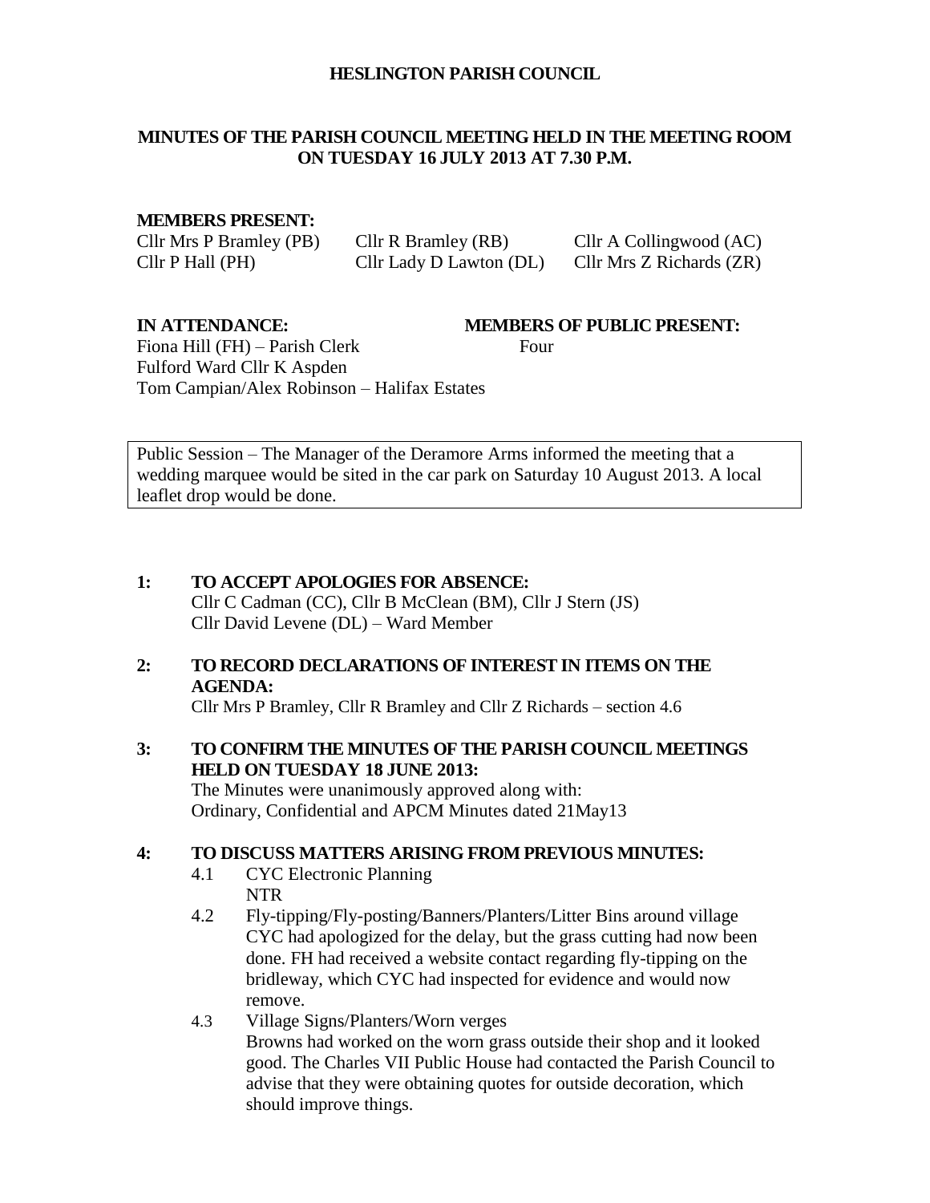# HESLINGTON PARISH COUNCIL

## MINUTES OF THE PARISH COUNCIL MEETING HELD IN THE MEETING ROOM ON TUESDAY 16 JULY 2013 AT 7.30 P.M.

**MEMBERS PRESENT:**

| | | |
|---|---|---|
| Cllr Mrs P Bramley (PB) | Cllr R Bramley (RB) | Cllr A Collingwood (AC) |
| Cllr P Hall (PH) | Cllr Lady D Lawton (DL) | Cllr Mrs Z Richards (ZR) |

**IN ATTENDANCE:**

Fiona Hill (FH) – Parish Clerk
Fulford Ward Cllr K Aspden
Tom Campian/Alex Robinson – Halifax Estates

**MEMBERS OF PUBLIC PRESENT:**

Four

Public Session – The Manager of the Deramore Arms informed the meeting that a wedding marquee would be sited in the car park on Saturday 10 August 2013. A local leaflet drop would be done.

**1: TO ACCEPT APOLOGIES FOR ABSENCE:**
Cllr C Cadman (CC), Cllr B McClean (BM), Cllr J Stern (JS)
Cllr David Levene (DL) – Ward Member

**2: TO RECORD DECLARATIONS OF INTEREST IN ITEMS ON THE AGENDA:**
Cllr Mrs P Bramley, Cllr R Bramley and Cllr Z Richards – section 4.6

**3: TO CONFIRM THE MINUTES OF THE PARISH COUNCIL MEETINGS HELD ON TUESDAY 18 JUNE 2013:**
The Minutes were unanimously approved along with:
Ordinary, Confidential and APCM Minutes dated 21May13

**4: TO DISCUSS MATTERS ARISING FROM PREVIOUS MINUTES:**

4.1 CYC Electronic Planning
NTR

4.2 Fly-tipping/Fly-posting/Banners/Planters/Litter Bins around village
CYC had apologized for the delay, but the grass cutting had now been done. FH had received a website contact regarding fly-tipping on the bridleway, which CYC had inspected for evidence and would now remove.

4.3 Village Signs/Planters/Worn verges
Browns had worked on the worn grass outside their shop and it looked good. The Charles VII Public House had contacted the Parish Council to advise that they were obtaining quotes for outside decoration, which should improve things.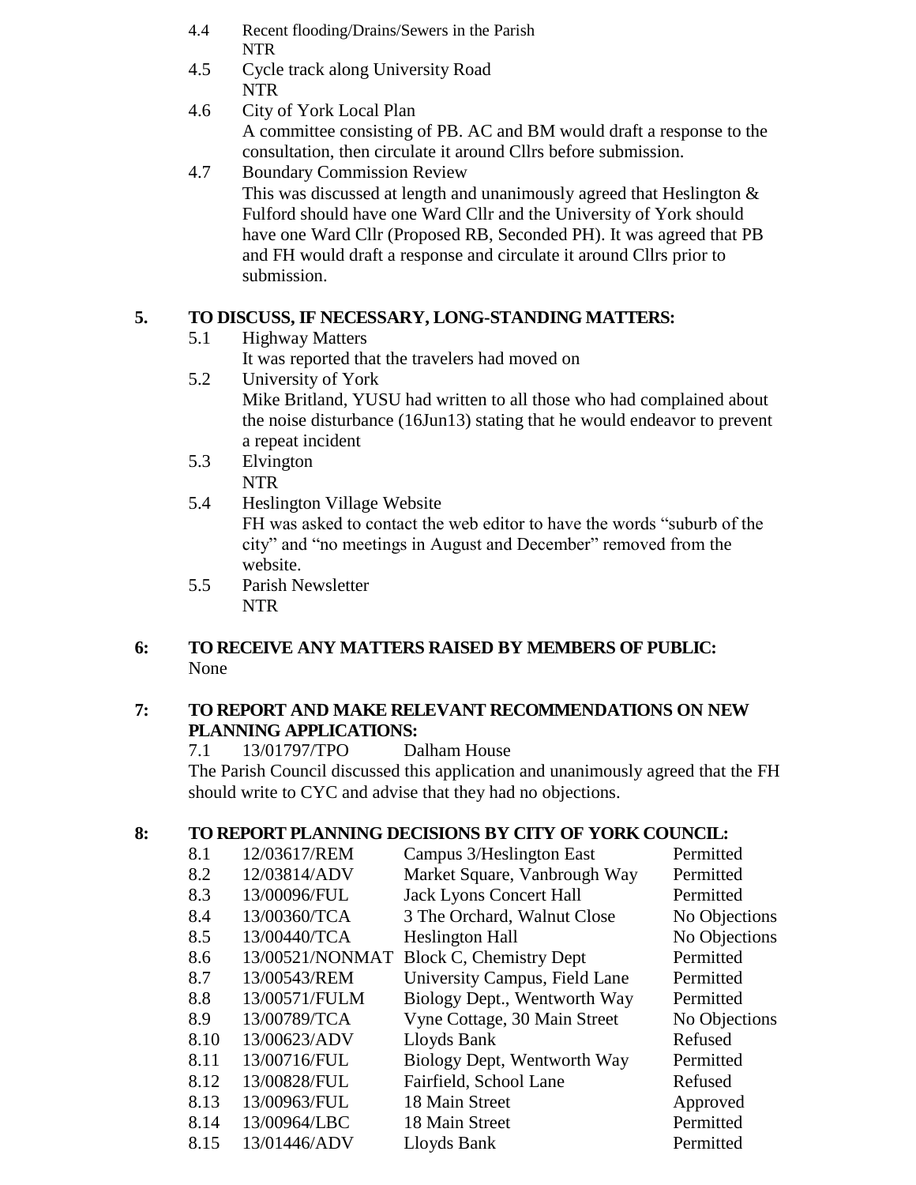4.4 Recent flooding/Drains/Sewers in the Parish
NTR

4.5 Cycle track along University Road
NTR

4.6 City of York Local Plan
A committee consisting of PB. AC and BM would draft a response to the consultation, then circulate it around Cllrs before submission.

4.7 Boundary Commission Review
This was discussed at length and unanimously agreed that Heslington & Fulford should have one Ward Cllr and the University of York should have one Ward Cllr (Proposed RB, Seconded PH). It was agreed that PB and FH would draft a response and circulate it around Cllrs prior to submission.

## 5. TO DISCUSS, IF NECESSARY, LONG-STANDING MATTERS:

5.1 Highway Matters
It was reported that the travelers had moved on

5.2 University of York
Mike Britland, YUSU had written to all those who had complained about the noise disturbance (16Jun13) stating that he would endeavor to prevent a repeat incident

5.3 Elvington
NTR

5.4 Heslington Village Website
FH was asked to contact the web editor to have the words "suburb of the city" and "no meetings in August and December" removed from the website.

5.5 Parish Newsletter
NTR

## 6: TO RECEIVE ANY MATTERS RAISED BY MEMBERS OF PUBLIC:

None

## 7: TO REPORT AND MAKE RELEVANT RECOMMENDATIONS ON NEW PLANNING APPLICATIONS:

7.1 13/01797/TPO Dalham House

The Parish Council discussed this application and unanimously agreed that the FH should write to CYC and advise that they had no objections.

## 8: TO REPORT PLANNING DECISIONS BY CITY OF YORK COUNCIL:

| | | | |
|---|---|---|---|
| 8.1 | 12/03617/REM | Campus 3/Heslington East | Permitted |
| 8.2 | 12/03814/ADV | Market Square, Vanbrough Way | Permitted |
| 8.3 | 13/00096/FUL | Jack Lyons Concert Hall | Permitted |
| 8.4 | 13/00360/TCA | 3 The Orchard, Walnut Close | No Objections |
| 8.5 | 13/00440/TCA | Heslington Hall | No Objections |
| 8.6 | 13/00521/NONMAT | Block C, Chemistry Dept | Permitted |
| 8.7 | 13/00543/REM | University Campus, Field Lane | Permitted |
| 8.8 | 13/00571/FULM | Biology Dept., Wentworth Way | Permitted |
| 8.9 | 13/00789/TCA | Vyne Cottage, 30 Main Street | No Objections |
| 8.10 | 13/00623/ADV | Lloyds Bank | Refused |
| 8.11 | 13/00716/FUL | Biology Dept, Wentworth Way | Permitted |
| 8.12 | 13/00828/FUL | Fairfield, School Lane | Refused |
| 8.13 | 13/00963/FUL | 18 Main Street | Approved |
| 8.14 | 13/00964/LBC | 18 Main Street | Permitted |
| 8.15 | 13/01446/ADV | Lloyds Bank | Permitted |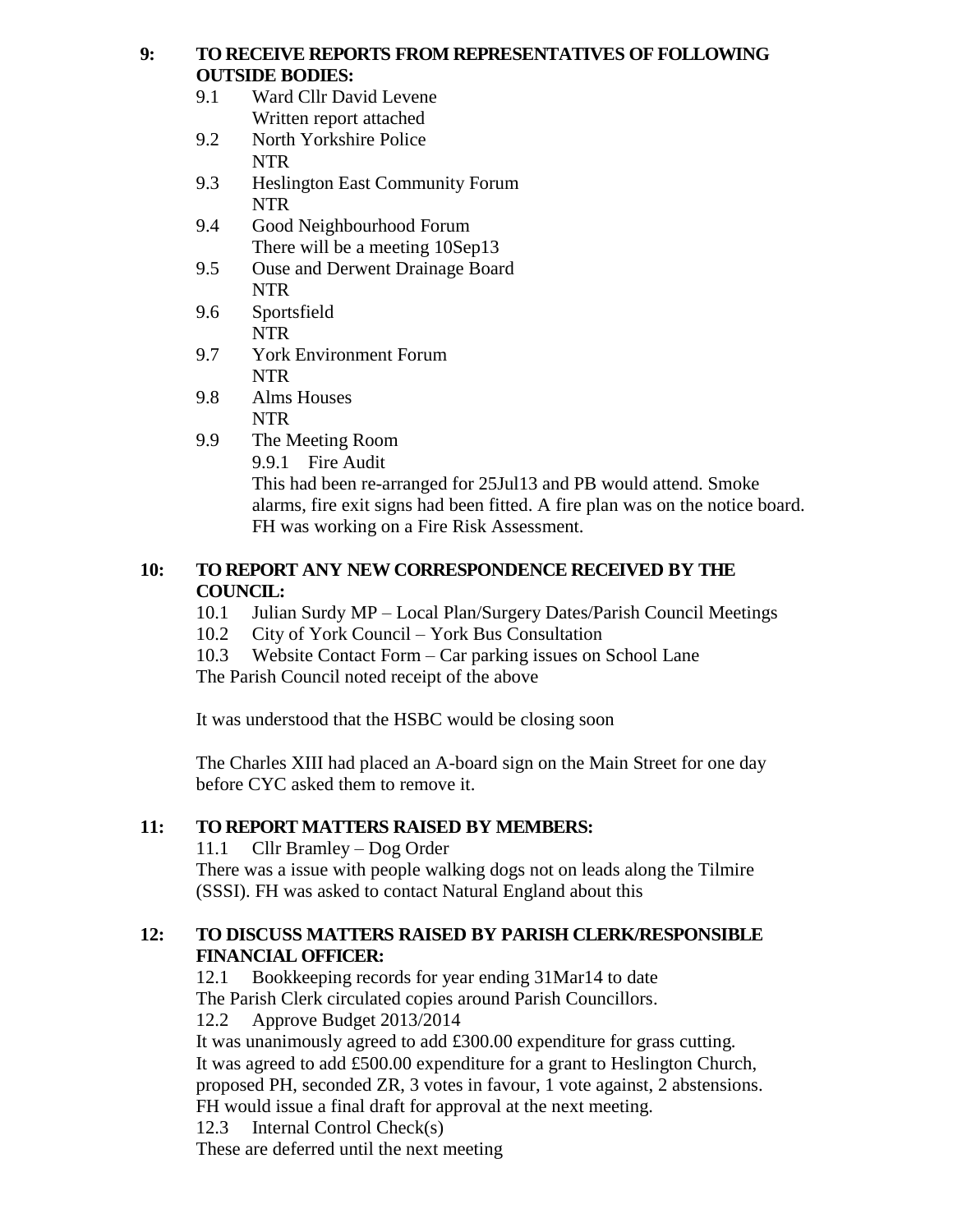**9: TO RECEIVE REPORTS FROM REPRESENTATIVES OF FOLLOWING OUTSIDE BODIES:**

9.1 Ward Cllr David Levene
Written report attached

9.2 North Yorkshire Police
NTR

9.3 Heslington East Community Forum
NTR

9.4 Good Neighbourhood Forum
There will be a meeting 10Sep13

9.5 Ouse and Derwent Drainage Board
NTR

9.6 Sportsfield
NTR

9.7 York Environment Forum
NTR

9.8 Alms Houses
NTR

9.9 The Meeting Room

9.9.1 Fire Audit
This had been re-arranged for 25Jul13 and PB would attend. Smoke alarms, fire exit signs had been fitted. A fire plan was on the notice board. FH was working on a Fire Risk Assessment.

**10: TO REPORT ANY NEW CORRESPONDENCE RECEIVED BY THE COUNCIL:**

10.1 Julian Surdy MP – Local Plan/Surgery Dates/Parish Council Meetings

10.2 City of York Council – York Bus Consultation

10.3 Website Contact Form – Car parking issues on School Lane

The Parish Council noted receipt of the above

It was understood that the HSBC would be closing soon

The Charles XIII had placed an A-board sign on the Main Street for one day before CYC asked them to remove it.

**11: TO REPORT MATTERS RAISED BY MEMBERS:**

11.1 Cllr Bramley – Dog Order

There was a issue with people walking dogs not on leads along the Tilmire (SSSI). FH was asked to contact Natural England about this

**12: TO DISCUSS MATTERS RAISED BY PARISH CLERK/RESPONSIBLE FINANCIAL OFFICER:**

12.1 Bookkeeping records for year ending 31Mar14 to date

The Parish Clerk circulated copies around Parish Councillors.

12.2 Approve Budget 2013/2014

It was unanimously agreed to add £300.00 expenditure for grass cutting.
It was agreed to add £500.00 expenditure for a grant to Heslington Church, proposed PH, seconded ZR, 3 votes in favour, 1 vote against, 2 abstensions.
FH would issue a final draft for approval at the next meeting.

12.3 Internal Control Check(s)

These are deferred until the next meeting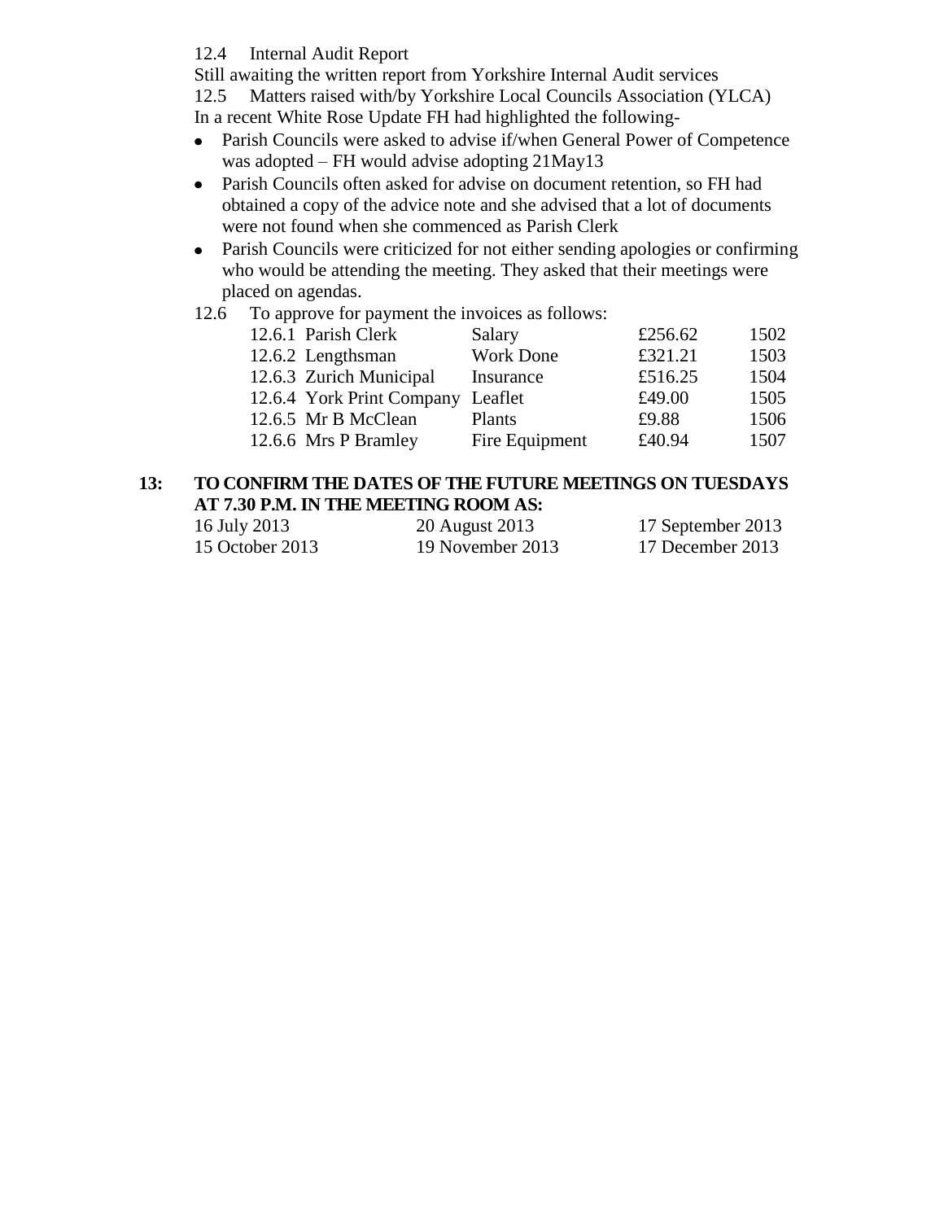12.4 Internal Audit Report

Still awaiting the written report from Yorkshire Internal Audit services

12.5 Matters raised with/by Yorkshire Local Councils Association (YLCA)

In a recent White Rose Update FH had highlighted the following-

- Parish Councils were asked to advise if/when General Power of Competence was adopted – FH would advise adopting 21May13
- Parish Councils often asked for advise on document retention, so FH had obtained a copy of the advice note and she advised that a lot of documents were not found when she commenced as Parish Clerk
- Parish Councils were criticized for not either sending apologies or confirming who would be attending the meeting. They asked that their meetings were placed on agendas.

12.6 To approve for payment the invoices as follows:

| | | | |
|---|---|---|---|
| 12.6.1 Parish Clerk | Salary | £256.62 | 1502 |
| 12.6.2 Lengthsman | Work Done | £321.21 | 1503 |
| 12.6.3 Zurich Municipal | Insurance | £516.25 | 1504 |
| 12.6.4 York Print Company | Leaflet | £49.00 | 1505 |
| 12.6.5 Mr B McClean | Plants | £9.88 | 1506 |
| 12.6.6 Mrs P Bramley | Fire Equipment | £40.94 | 1507 |

**13: TO CONFIRM THE DATES OF THE FUTURE MEETINGS ON TUESDAYS AT 7.30 P.M. IN THE MEETING ROOM AS:**

| | | |
|---|---|---|
| 16 July 2013 | 20 August 2013 | 17 September 2013 |
| 15 October 2013 | 19 November 2013 | 17 December 2013 |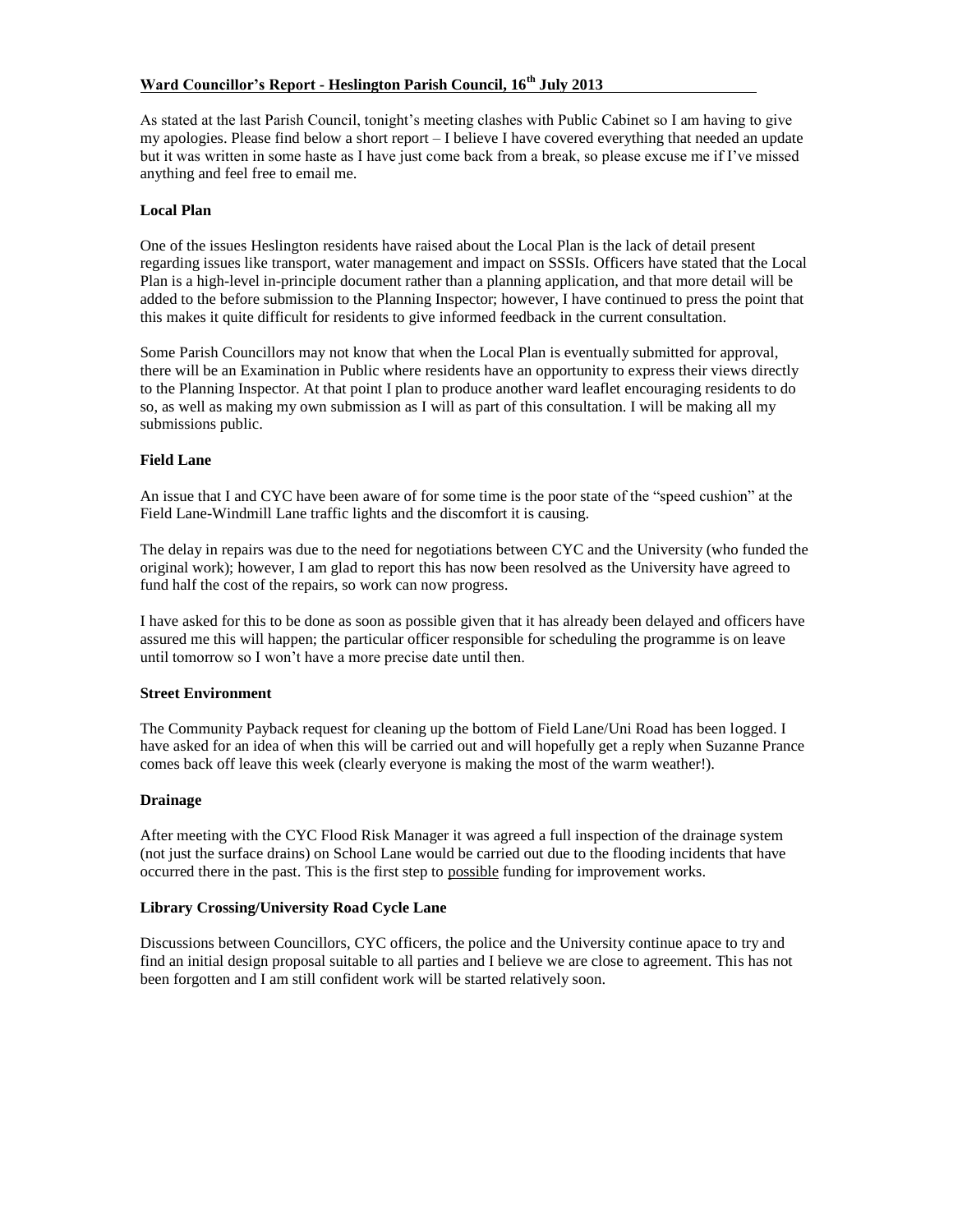## Ward Councillor's Report - Heslington Parish Council, 16th July 2013

As stated at the last Parish Council, tonight's meeting clashes with Public Cabinet so I am having to give my apologies. Please find below a short report – I believe I have covered everything that needed an update but it was written in some haste as I have just come back from a break, so please excuse me if I've missed anything and feel free to email me.

### Local Plan

One of the issues Heslington residents have raised about the Local Plan is the lack of detail present regarding issues like transport, water management and impact on SSSIs. Officers have stated that the Local Plan is a high-level in-principle document rather than a planning application, and that more detail will be added to the before submission to the Planning Inspector; however, I have continued to press the point that this makes it quite difficult for residents to give informed feedback in the current consultation.

Some Parish Councillors may not know that when the Local Plan is eventually submitted for approval, there will be an Examination in Public where residents have an opportunity to express their views directly to the Planning Inspector. At that point I plan to produce another ward leaflet encouraging residents to do so, as well as making my own submission as I will as part of this consultation. I will be making all my submissions public.

### Field Lane

An issue that I and CYC have been aware of for some time is the poor state of the "speed cushion" at the Field Lane-Windmill Lane traffic lights and the discomfort it is causing.

The delay in repairs was due to the need for negotiations between CYC and the University (who funded the original work); however, I am glad to report this has now been resolved as the University have agreed to fund half the cost of the repairs, so work can now progress.

I have asked for this to be done as soon as possible given that it has already been delayed and officers have assured me this will happen; the particular officer responsible for scheduling the programme is on leave until tomorrow so I won't have a more precise date until then.

### Street Environment

The Community Payback request for cleaning up the bottom of Field Lane/Uni Road has been logged. I have asked for an idea of when this will be carried out and will hopefully get a reply when Suzanne Prance comes back off leave this week (clearly everyone is making the most of the warm weather!).

### Drainage

After meeting with the CYC Flood Risk Manager it was agreed a full inspection of the drainage system (not just the surface drains) on School Lane would be carried out due to the flooding incidents that have occurred there in the past. This is the first step to possible funding for improvement works.

### Library Crossing/University Road Cycle Lane

Discussions between Councillors, CYC officers, the police and the University continue apace to try and find an initial design proposal suitable to all parties and I believe we are close to agreement. This has not been forgotten and I am still confident work will be started relatively soon.